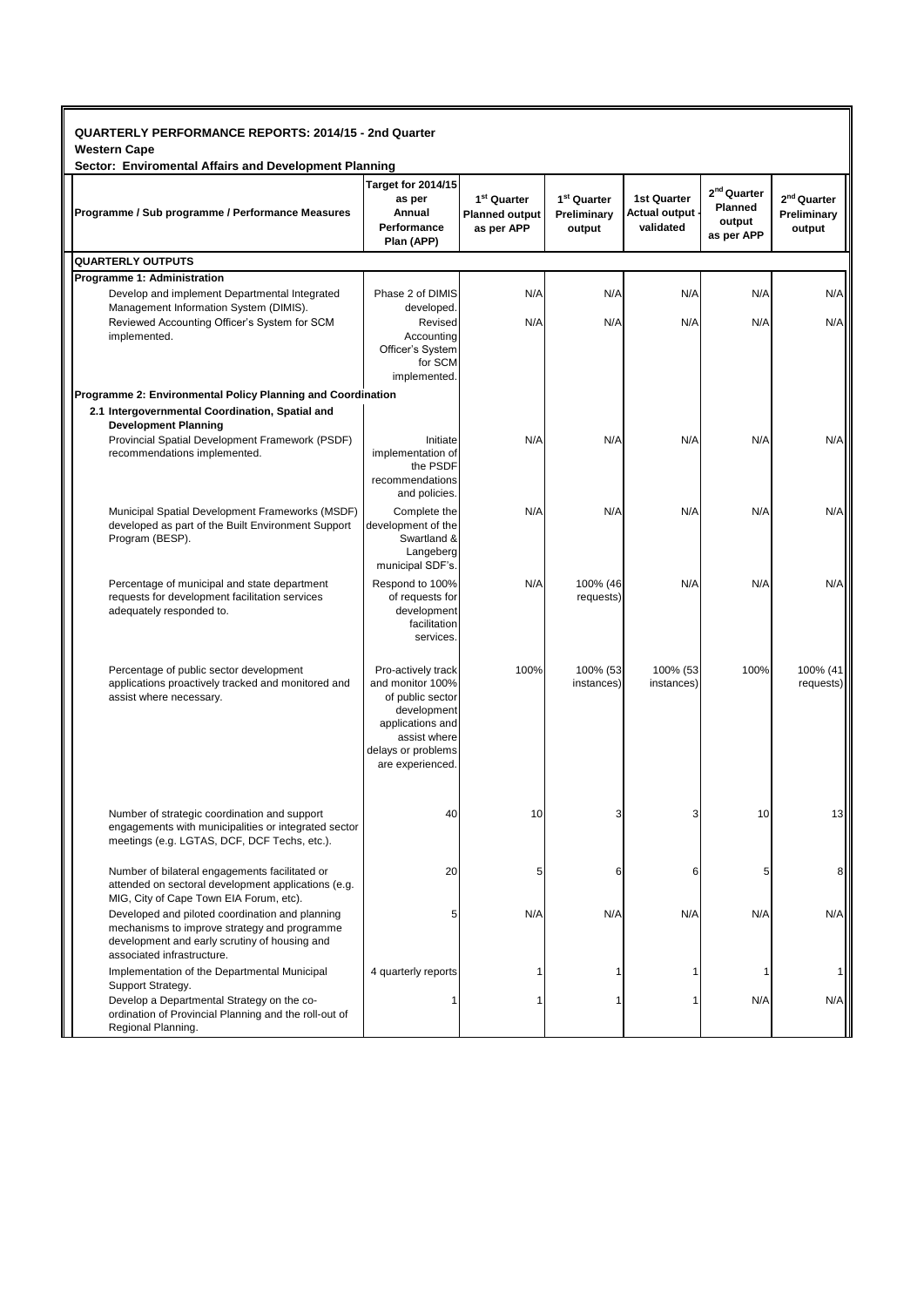**QUARTERLY PERFORMANCE REPORTS: 2014/15 - 2nd Quarter**
**Western Cape**
**Sector: Enviromental Affairs and Development Planning**

| Programme / Sub programme / Performance Measures | Target for 2014/15 as per Annual Performance Plan (APP) | 1st Quarter Planned output as per APP | 1st Quarter Preliminary output | 1st Quarter Actual output - validated | 2nd Quarter Planned output as per APP | 2nd Quarter Preliminary output |
|---|---|---|---|---|---|---|
| **QUARTERLY OUTPUTS** | | | | | | |
| **Programme 1: Administration** | | | | | | |
| Develop and implement Departmental Integrated Management Information System (DIMIS). | Phase 2 of DIMIS developed. | N/A | N/A | N/A | N/A | N/A |
| Reviewed Accounting Officer's System for SCM implemented. | Revised Accounting Officer's System for SCM implemented. | N/A | N/A | N/A | N/A | N/A |
| **Programme 2: Environmental Policy Planning and Coordination** | | | | | | |
| **2.1 Intergovernmental Coordination, Spatial and Development Planning** | | | | | | |
| Provincial Spatial Development Framework (PSDF) recommendations implemented. | Initiate implementation of the PSDF recommendations and policies. | N/A | N/A | N/A | N/A | N/A |
| Municipal Spatial Development Frameworks (MSDF) developed as part of the Built Environment Support Program (BESP). | Complete the development of the Swartland & Langeberg municipal SDF's. | N/A | N/A | N/A | N/A | N/A |
| Percentage of municipal and state department requests for development facilitation services adequately responded to. | Respond to 100% of requests for development facilitation services. | N/A | 100% (46 requests) | N/A | N/A | N/A |
| Percentage of public sector development applications proactively tracked and monitored and assist where necessary. | Pro-actively track and monitor 100% of public sector development applications and assist where delays or problems are experienced. | 100% | 100% (53 instances) | 100% (53 instances) | 100% | 100% (41 requests) |
| Number of strategic coordination and support engagements with municipalities or integrated sector meetings (e.g. LGTAS, DCF, DCF Techs, etc.). | 40 | 10 | 3 | 3 | 10 | 13 |
| Number of bilateral engagements facilitated or attended on sectoral development applications (e.g. MIG, City of Cape Town EIA Forum, etc). | 20 | 5 | 6 | 6 | 5 | 8 |
| Developed and piloted coordination and planning mechanisms to improve strategy and programme development and early scrutiny of housing and associated infrastructure. | 5 | N/A | N/A | N/A | N/A | N/A |
| Implementation of the Departmental Municipal Support Strategy. | 4 quarterly reports | 1 | 1 | 1 | 1 | 1 |
| Develop a Departmental Strategy on the co-ordination of Provincial Planning and the roll-out of Regional Planning. | 1 | 1 | 1 | 1 | N/A | N/A |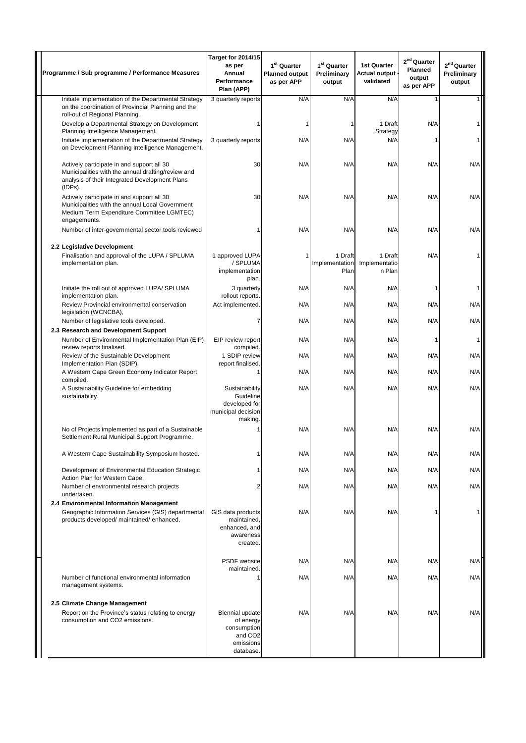| Programme / Sub programme / Performance Measures | Target for 2014/15 as per Annual Performance Plan (APP) | 1st Quarter Planned output as per APP | 1st Quarter Preliminary output | 1st Quarter Actual output - validated | 2nd Quarter Planned output as per APP | 2nd Quarter Preliminary output |
|---|---|---|---|---|---|---|
| Initiate implementation of the Departmental Strategy on the coordination of Provincial Planning and the roll-out of Regional Planning. | 3 quarterly reports | N/A | N/A | N/A | 1 | 1 |
| Develop a Departmental Strategy on Development Planning Intelligence Management. | 1 | 1 | 1 | 1 Draft Strategy | N/A | 1 |
| Initiate implementation of the Departmental Strategy on Development Planning Intelligence Management. | 3 quarterly reports | N/A | N/A | N/A | 1 | 1 |
| Actively participate in and support all 30 Municipalities with the annual drafting/review and analysis of their Integrated Development Plans (IDPs). | 30 | N/A | N/A | N/A | N/A | N/A |
| Actively participate in and support all 30 Municipalities with the annual Local Government Medium Term Expenditure Committee LGMTEC) engagements. | 30 | N/A | N/A | N/A | N/A | N/A |
| Number of inter-governmental sector tools reviewed | 1 | N/A | N/A | N/A | N/A | N/A |
| **2.2 Legislative Development** | | | | | | |
| Finalisation and approval of the LUPA / SPLUMA implementation plan. | 1 approved LUPA / SPLUMA implementation plan. | 1 | 1 Draft Implementation Plan | 1 Draft Implementation Plan | N/A | 1 |
| Initiate the roll out of approved LUPA/ SPLUMA implementation plan. | 3 quarterly rollout reports. | N/A | N/A | N/A | 1 | 1 |
| Review Provincial environmental conservation legislation (WCNCBA), | Act implemented. | N/A | N/A | N/A | N/A | N/A |
| Number of legislative tools developed. | 7 | N/A | N/A | N/A | N/A | N/A |
| **2.3 Research and Development Support** | | | | | | |
| Number of Environmental Implementation Plan (EIP) review reports finalised. | EIP review report compiled. | N/A | N/A | N/A | 1 | 1 |
| Review of the Sustainable Development Implementation Plan (SDIP). | 1 SDIP review report finalised. | N/A | N/A | N/A | N/A | N/A |
| A Western Cape Green Economy Indicator Report compiled. | 1 | N/A | N/A | N/A | N/A | N/A |
| A Sustainability Guideline for embedding sustainability. | Sustainability Guideline developed for municipal decision making. | N/A | N/A | N/A | N/A | N/A |
| No of Projects implemented as part of a Sustainable Settlement Rural Municipal Support Programme. | 1 | N/A | N/A | N/A | N/A | N/A |
| A Western Cape Sustainability Symposium hosted. | 1 | N/A | N/A | N/A | N/A | N/A |
| Development of Environmental Education Strategic Action Plan for Western Cape. | 1 | N/A | N/A | N/A | N/A | N/A |
| Number of environmental research projects undertaken. | 2 | N/A | N/A | N/A | N/A | N/A |
| **2.4 Environmental Information Management** | | | | | | |
| Geographic Information Services (GIS) departmental products developed/ maintained/ enhanced. | GIS data products maintained, enhanced, and awareness created. | N/A | N/A | N/A | 1 | 1 |
| | PSDF website maintained. | N/A | N/A | N/A | N/A | N/A |
| Number of functional environmental information management systems. | 1 | N/A | N/A | N/A | N/A | N/A |
| **2.5 Climate Change Management** | | | | | | |
| Report on the Province's status relating to energy consumption and $CO_2$ emissions. | Biennial update of energy consumption and $CO_2$ emissions database. | N/A | N/A | N/A | N/A | N/A |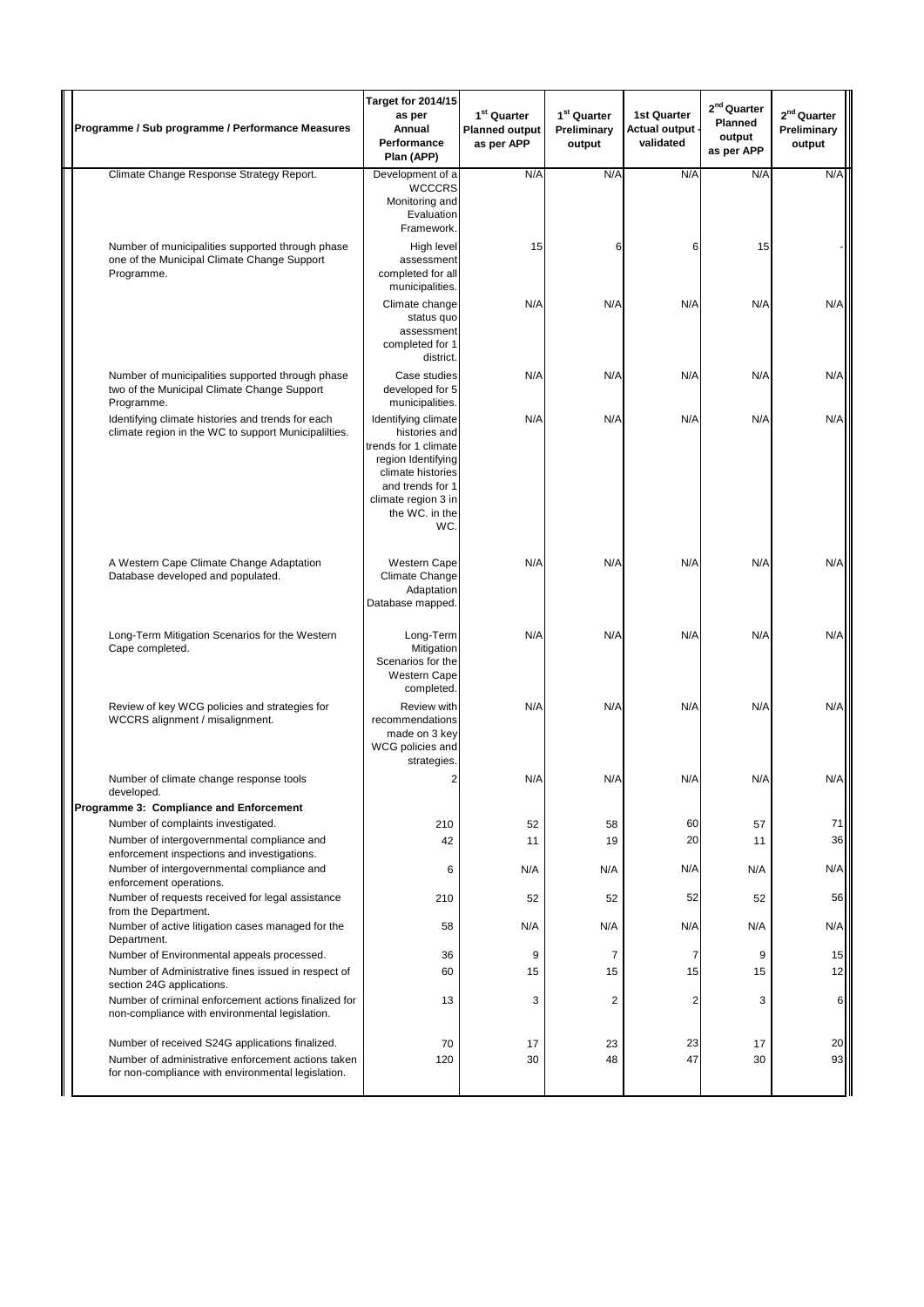| Programme / Sub programme / Performance Measures | Target for 2014/15 as per Annual Performance Plan (APP) | 1st Quarter Planned output as per APP | 1st Quarter Preliminary output | 1st Quarter Actual output - validated | 2nd Quarter Planned output as per APP | 2nd Quarter Preliminary output |
|---|---|---|---|---|---|---|
| Climate Change Response Strategy Report. | Development of a WCCCRS Monitoring and Evaluation Framework. | N/A | N/A | N/A | N/A | N/A |
| Number of municipalities supported through phase one of the Municipal Climate Change Support Programme. | High level assessment completed for all municipalities. | 15 | 6 | 6 | 15 | - |
| | Climate change status quo assessment completed for 1 district. | N/A | N/A | N/A | N/A | N/A |
| Number of municipalities supported through phase two of the Municipal Climate Change Support Programme. | Case studies developed for 5 municipalities. | N/A | N/A | N/A | N/A | N/A |
| Identifying climate histories and trends for each climate region in the WC to support Municipalilties. | Identifying climate histories and trends for 1 climate region Identifying climate histories and trends for 1 climate region 3 in the WC. in the WC. | N/A | N/A | N/A | N/A | N/A |
| A Western Cape Climate Change Adaptation Database developed and populated. | Western Cape Climate Change Adaptation Database mapped. | N/A | N/A | N/A | N/A | N/A |
| Long-Term Mitigation Scenarios for the Western Cape completed. | Long-Term Mitigation Scenarios for the Western Cape completed. | N/A | N/A | N/A | N/A | N/A |
| Review of key WCG policies and strategies for WCCRS alignment / misalignment. | Review with recommendations made on 3 key WCG policies and strategies. | N/A | N/A | N/A | N/A | N/A |
| Number of climate change response tools developed. | 2 | N/A | N/A | N/A | N/A | N/A |
| **Programme 3: Compliance and Enforcement** | | | | | | |
| Number of complaints investigated. | 210 | 52 | 58 | 60 | 57 | 71 |
| Number of intergovernmental compliance and enforcement inspections and investigations. | 42 | 11 | 19 | 20 | 11 | 36 |
| Number of intergovernmental compliance and enforcement operations. | 6 | N/A | N/A | N/A | N/A | N/A |
| Number of requests received for legal assistance from the Department. | 210 | 52 | 52 | 52 | 52 | 56 |
| Number of active litigation cases managed for the Department. | 58 | N/A | N/A | N/A | N/A | N/A |
| Number of Environmental appeals processed. | 36 | 9 | 7 | 7 | 9 | 15 |
| Number of Administrative fines issued in respect of section 24G applications. | 60 | 15 | 15 | 15 | 15 | 12 |
| Number of criminal enforcement actions finalized for non-compliance with environmental legislation. | 13 | 3 | 2 | 2 | 3 | 6 |
| Number of received S24G applications finalized. | 70 | 17 | 23 | 23 | 17 | 20 |
| Number of administrative enforcement actions taken for non-compliance with environmental legislation. | 120 | 30 | 48 | 47 | 30 | 93 |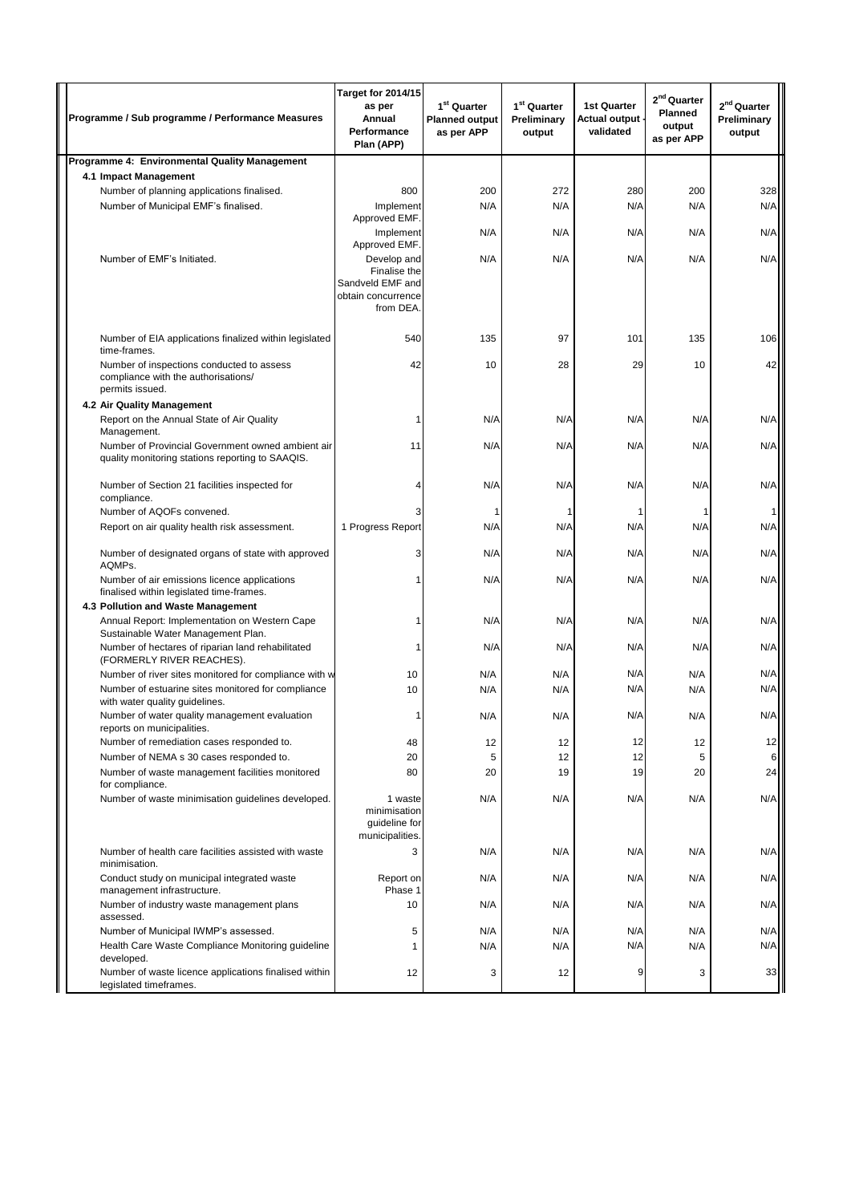| Programme / Sub programme / Performance Measures | Target for 2014/15 as per Annual Performance Plan (APP) | 1st Quarter Planned output as per APP | 1st Quarter Preliminary output | 1st Quarter Actual output - validated | 2nd Quarter Planned output as per APP | 2nd Quarter Preliminary output |
|---|---|---|---|---|---|---|
| **Programme 4: Environmental Quality Management** | | | | | | |
| **4.1 Impact Management** | | | | | | |
| Number of planning applications finalised. | 800 | 200 | 272 | 280 | 200 | 328 |
| Number of Municipal EMF's finalised. | Implement Approved EMF. | N/A | N/A | N/A | N/A | N/A |
| | Implement Approved EMF. | N/A | N/A | N/A | N/A | N/A |
| Number of EMF's Initiated. | Develop and Finalise the Sandveld EMF and obtain concurrence from DEA. | N/A | N/A | N/A | N/A | N/A |
| Number of EIA applications finalized within legislated time-frames. | 540 | 135 | 97 | 101 | 135 | 106 |
| Number of inspections conducted to assess compliance with the authorisations/ permits issued. | 42 | 10 | 28 | 29 | 10 | 42 |
| **4.2 Air Quality Management** | | | | | | |
| Report on the Annual State of Air Quality Management. | 1 | N/A | N/A | N/A | N/A | N/A |
| Number of Provincial Government owned ambient air quality monitoring stations reporting to SAAQIS. | 11 | N/A | N/A | N/A | N/A | N/A |
| Number of Section 21 facilities inspected for compliance. | 4 | N/A | N/A | N/A | N/A | N/A |
| Number of AQOFs convened. | 3 | 1 | 1 | 1 | 1 | 1 |
| Report on air quality health risk assessment. | 1 Progress Report | N/A | N/A | N/A | N/A | N/A |
| Number of designated organs of state with approved AQMPs. | 3 | N/A | N/A | N/A | N/A | N/A |
| Number of air emissions licence applications finalised within legislated time-frames. | 1 | N/A | N/A | N/A | N/A | N/A |
| **4.3 Pollution and Waste Management** | | | | | | |
| Annual Report: Implementation on Western Cape Sustainable Water Management Plan. | 1 | N/A | N/A | N/A | N/A | N/A |
| Number of hectares of riparian land rehabilitated (FORMERLY RIVER REACHES). | 1 | N/A | N/A | N/A | N/A | N/A |
| Number of river sites monitored for compliance with w | 10 | N/A | N/A | N/A | N/A | N/A |
| Number of estuarine sites monitored for compliance with water quality guidelines. | 10 | N/A | N/A | N/A | N/A | N/A |
| Number of water quality management evaluation reports on municipalities. | 1 | N/A | N/A | N/A | N/A | N/A |
| Number of remediation cases responded to. | 48 | 12 | 12 | 12 | 12 | 12 |
| Number of NEMA s 30 cases responded to. | 20 | 5 | 12 | 12 | 5 | 6 |
| Number of waste management facilities monitored for compliance. | 80 | 20 | 19 | 19 | 20 | 24 |
| Number of waste minimisation guidelines developed. | 1 waste minimisation guideline for municipalities. | N/A | N/A | N/A | N/A | N/A |
| Number of health care facilities assisted with waste minimisation. | 3 | N/A | N/A | N/A | N/A | N/A |
| Conduct study on municipal integrated waste management infrastructure. | Report on Phase 1 | N/A | N/A | N/A | N/A | N/A |
| Number of industry waste management plans assessed. | 10 | N/A | N/A | N/A | N/A | N/A |
| Number of Municipal IWMP's assessed. | 5 | N/A | N/A | N/A | N/A | N/A |
| Health Care Waste Compliance Monitoring guideline developed. | 1 | N/A | N/A | N/A | N/A | N/A |
| Number of waste licence applications finalised within legislated timeframes. | 12 | 3 | 12 | 9 | 3 | 33 |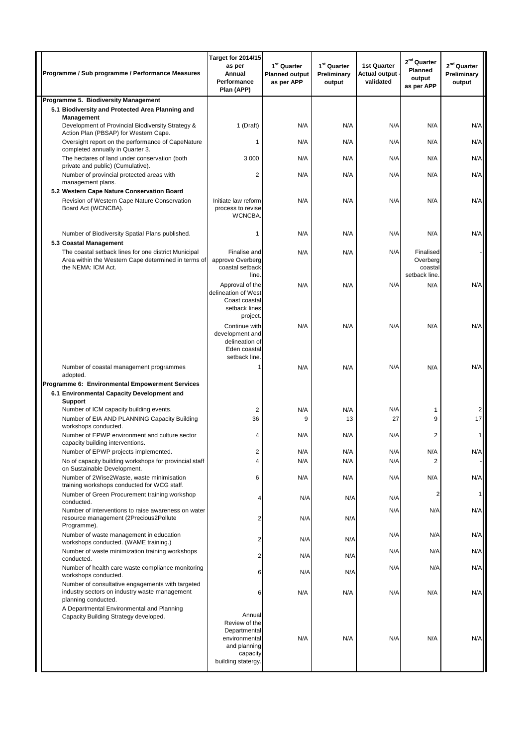| Programme / Sub programme / Performance Measures | Target for 2014/15 as per Annual Performance Plan (APP) | 1[st] Quarter Planned output as per APP | 1[st] Quarter Preliminary output | 1st Quarter Actual output - validated | 2[nd] Quarter Planned output as per APP | 2[nd] Quarter Preliminary output |
|---|---|---|---|---|---|---|
| **Programme 5. Biodiversity Management** | | | | | | |
| **5.1 Biodiversity and Protected Area Planning and Management** | | | | | | |
| Development of Provincial Biodiversity Strategy & Action Plan (PBSAP) for Western Cape. | 1 (Draft) | N/A | N/A | N/A | N/A | N/A |
| Oversight report on the performance of CapeNature completed annually in Quarter 3. | 1 | N/A | N/A | N/A | N/A | N/A |
| The hectares of land under conservation (both private and public) (Cumulative). | 3 000 | N/A | N/A | N/A | N/A | N/A |
| Number of provincial protected areas with management plans. | 2 | N/A | N/A | N/A | N/A | N/A |
| **5.2 Western Cape Nature Conservation Board** | | | | | | |
| Revision of Western Cape Nature Conservation Board Act (WCNCBA). | Initiate law reform process to revise WCNCBA. | N/A | N/A | N/A | N/A | N/A |
| Number of Biodiversity Spatial Plans published. | 1 | N/A | N/A | N/A | N/A | N/A |
| **5.3 Coastal Management** | | | | | | |
| The coastal setback lines for one district Municipal Area within the Western Cape determined in terms of the NEMA: ICM Act. | Finalise and approve Overberg coastal setback line. | N/A | N/A | N/A | Finalised Overberg coastal setback line. | - |
| | Approval of the delineation of West Coast coastal setback lines project. | N/A | N/A | N/A | N/A | N/A |
| | Continue with development and delineation of Eden coastal setback line. | N/A | N/A | N/A | N/A | N/A |
| Number of coastal management programmes adopted. | 1 | N/A | N/A | N/A | N/A | N/A |
| **Programme 6: Environmental Empowerment Services** | | | | | | |
| **6.1 Environmental Capacity Development and Support** | | | | | | |
| Number of ICM capacity building events. | 2 | N/A | N/A | N/A | 1 | 2 |
| Number of EIA AND PLANNING Capacity Building workshops conducted. | 36 | 9 | 13 | 27 | 9 | 17 |
| Number of EPWP environment and culture sector capacity building interventions. | 4 | N/A | N/A | N/A | 2 | 1 |
| Number of EPWP projects implemented. | 2 | N/A | N/A | N/A | N/A | N/A |
| No of capacity building workshops for provincial staff on Sustainable Development. | 4 | N/A | N/A | N/A | 2 | - |
| Number of 2Wise2Waste, waste minimisation training workshops conducted for WCG staff. | 6 | N/A | N/A | N/A | N/A | N/A |
| Number of Green Procurement training workshop conducted. | 4 | N/A | N/A | N/A | 2 | 1 |
| Number of interventions to raise awareness on water resource management (2Precious2Pollute Programme). | 2 | N/A | N/A | N/A | N/A | N/A |
| Number of waste management in education workshops conducted. (WAME training.) | 2 | N/A | N/A | N/A | N/A | N/A |
| Number of waste minimization training workshops conducted. | 2 | N/A | N/A | N/A | N/A | N/A |
| Number of health care waste compliance monitoring workshops conducted. | 6 | N/A | N/A | N/A | N/A | N/A |
| Number of consultative engagements with targeted industry sectors on industry waste management planning conducted. | 6 | N/A | N/A | N/A | N/A | N/A |
| A Departmental Environmental and Planning Capacity Building Strategy developed. | Annual Review of the Departmental environmental and planning capacity building statergy. | N/A | N/A | N/A | N/A | N/A |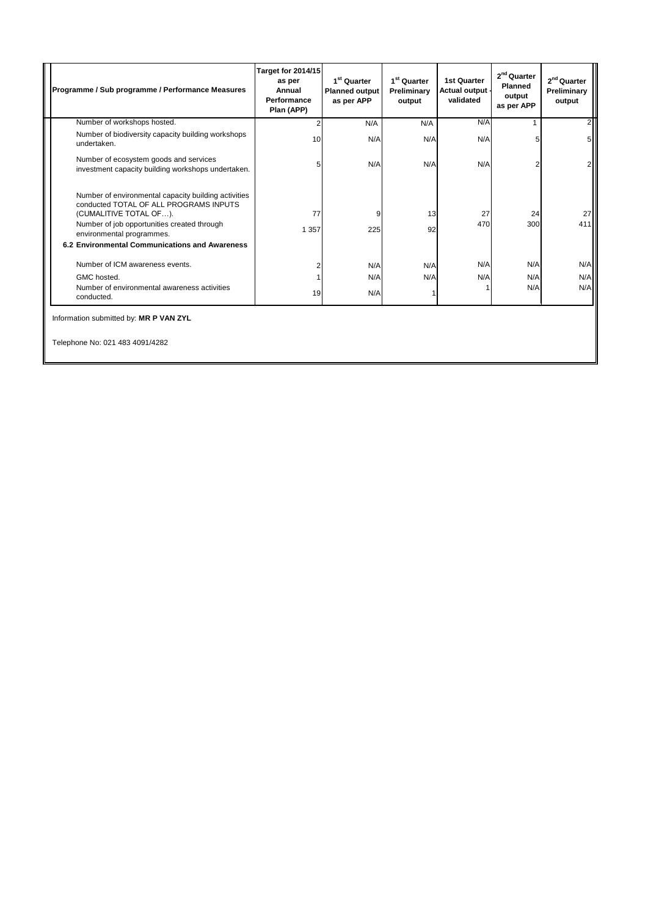| Programme / Sub programme / Performance Measures | Target for 2014/15 as per Annual Performance Plan (APP) | 1st Quarter Planned output as per APP | 1st Quarter Preliminary output | 1st Quarter Actual output - validated | 2nd Quarter Planned output as per APP | 2nd Quarter Preliminary output |
|---|---|---|---|---|---|---|
| Number of workshops hosted. | 2 | N/A | N/A | N/A | 1 | 2 |
| Number of biodiversity capacity building workshops undertaken. | 10 | N/A | N/A | N/A | 5 | 5 |
| Number of ecosystem goods and services investment capacity building workshops undertaken. | 5 | N/A | N/A | N/A | 2 | 2 |
| Number of environmental capacity building activities conducted TOTAL OF ALL PROGRAMS INPUTS (CUMALITIVE TOTAL OF…). | 77 | 9 | 13 | 27 | 24 | 27 |
| Number of job opportunities created through environmental programmes. | 1 357 | 225 | 92 | 470 | 300 | 411 |
| **6.2 Environmental Communications and Awareness** | | | | | | |
| Number of ICM awareness events. | 2 | N/A | N/A | N/A | N/A | N/A |
| GMC hosted. | 1 | N/A | N/A | N/A | N/A | N/A |
| Number of environmental awareness activities conducted. | 19 | N/A | 1 | 1 | N/A | N/A |

Information submitted by: **MR P VAN ZYL**

Telephone No: 021 483 4091/4282